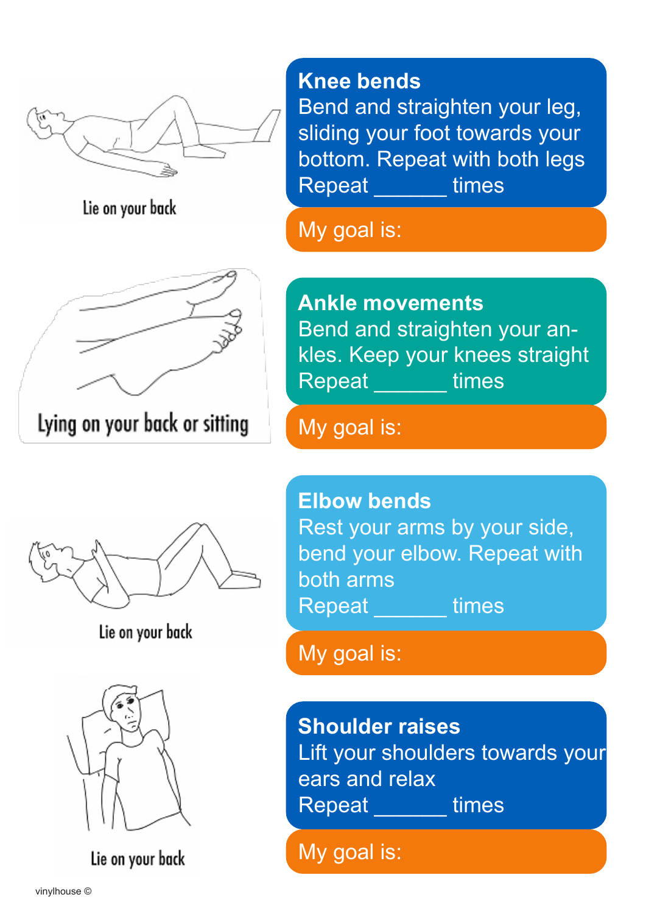Lie on your back

## Knee bends

Bend and straighten your leg, sliding your foot towards your bottom. Repeat with both legs

Repeat _______ times

My goal is:

Lying on your back or sitting

## Ankle movements

Bend and straighten your ankles. Keep your knees straight

Repeat _______ times

My goal is:

Lie on your back

## Elbow bends

Rest your arms by your side, bend your elbow. Repeat with both arms

Repeat _______ times

My goal is:

Lie on your back

## Shoulder raises

Lift your shoulders towards your ears and relax

Repeat _______ times

My goal is:

vinylhouse ©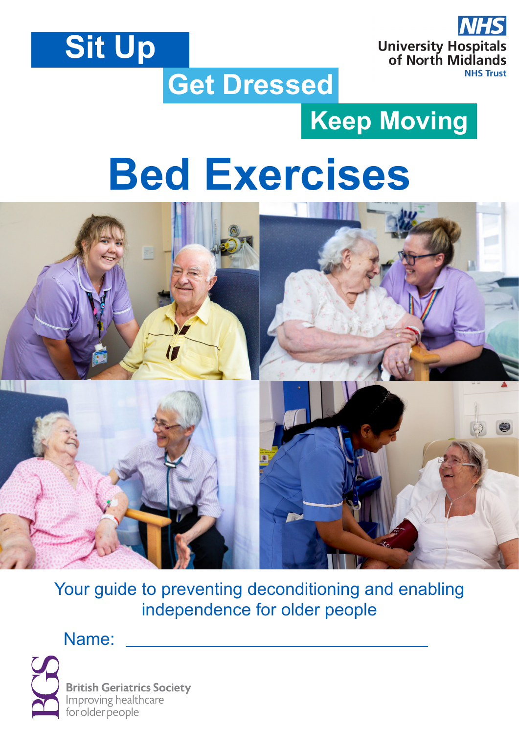Sit Up

Get Dressed

Keep Moving

University Hospitals of North Midlands NHS Trust

# Bed Exercises

Your guide to preventing deconditioning and enabling independence for older people

Name: ______________________________

British Geriatrics Society
Improving healthcare for older people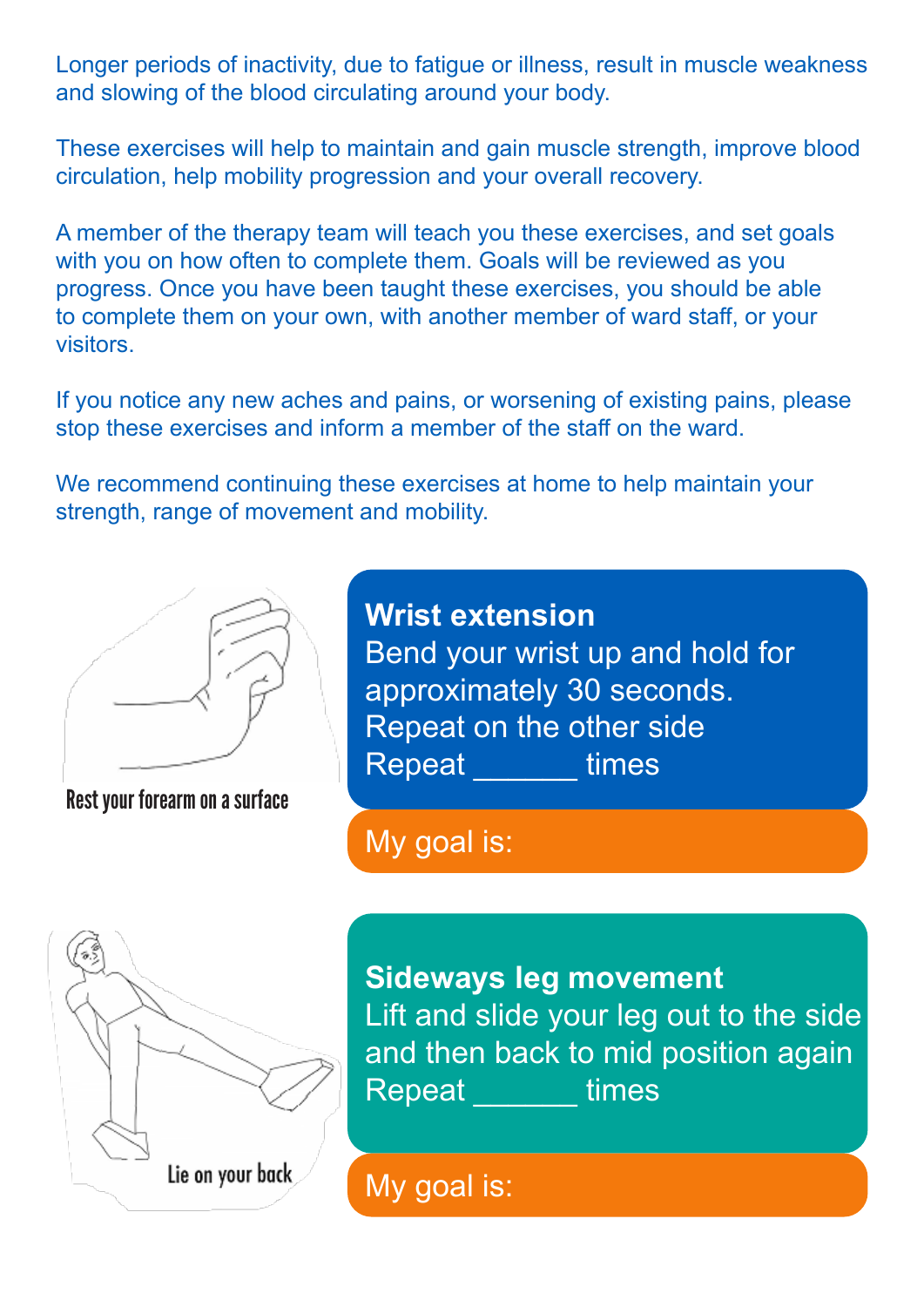Longer periods of inactivity, due to fatigue or illness, result in muscle weakness and slowing of the blood circulating around your body.

These exercises will help to maintain and gain muscle strength, improve blood circulation, help mobility progression and your overall recovery.

A member of the therapy team will teach you these exercises, and set goals with you on how often to complete them. Goals will be reviewed as you progress. Once you have been taught these exercises, you should be able to complete them on your own, with another member of ward staff, or your visitors.

If you notice any new aches and pains, or worsening of existing pains, please stop these exercises and inform a member of the staff on the ward.

We recommend continuing these exercises at home to help maintain your strength, range of movement and mobility.

Rest your forearm on a surface

**Wrist extension**

Bend your wrist up and hold for approximately 30 seconds.
Repeat on the other side
Repeat ______ times

My goal is:

Lie on your back

**Sideways leg movement**

Lift and slide your leg out to the side and then back to mid position again
Repeat ______ times

My goal is: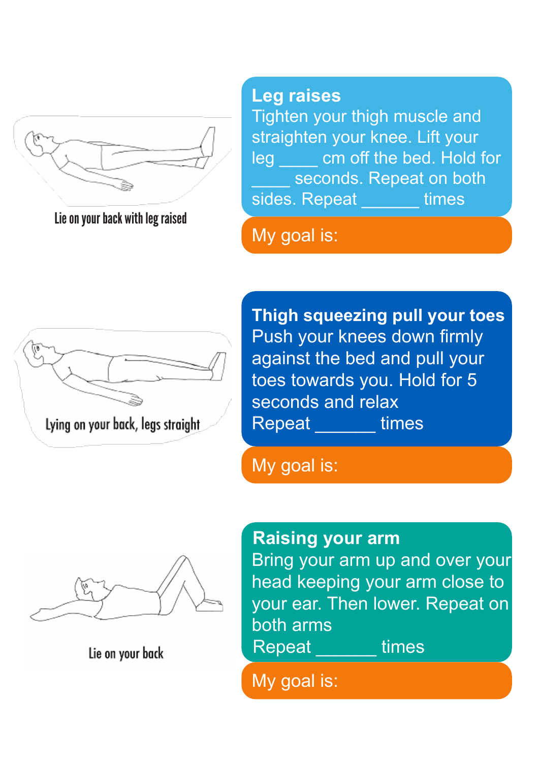Lie on your back with leg raised

## Leg raises

Tighten your thigh muscle and straighten your knee. Lift your leg ____ cm off the bed. Hold for ____ seconds. Repeat on both sides. Repeat ______ times

My goal is:

Lying on your back, legs straight

## Thigh squeezing pull your toes

Push your knees down firmly against the bed and pull your toes towards you. Hold for 5 seconds and relax
Repeat ______ times

My goal is:

Lie on your back

## Raising your arm

Bring your arm up and over your head keeping your arm close to your ear. Then lower. Repeat on both arms
Repeat ______ times

My goal is: